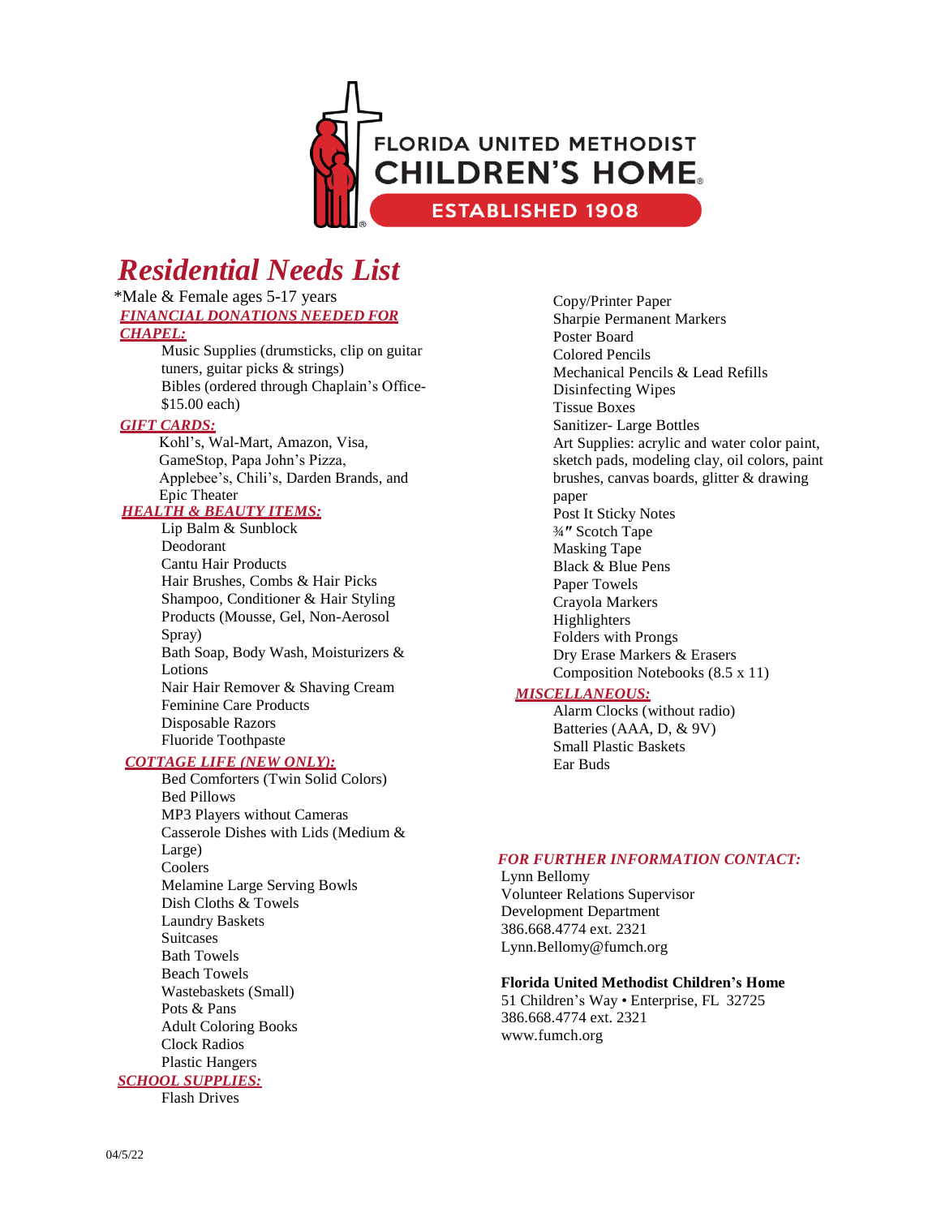FLORIDA UNITED METHODIST CHILDREN'S HOME

ESTABLISHED 1908

# Residential Needs List

*Male & Female ages 5-17 years

## FINANCIAL DONATIONS NEEDED FOR CHAPEL:

- Music Supplies (drumsticks, clip on guitar tuners, guitar picks & strings)
- Bibles (ordered through Chaplain's Office- $15.00 each)

## GIFT CARDS:

Kohl's, Wal-Mart, Amazon, Visa, GameStop, Papa John's Pizza, Applebee's, Chili's, Darden Brands, and Epic Theater

## HEALTH & BEAUTY ITEMS:

- Lip Balm & Sunblock
- Deodorant
- Cantu Hair Products
- Hair Brushes, Combs & Hair Picks
- Shampoo, Conditioner & Hair Styling Products (Mousse, Gel, Non-Aerosol Spray)
- Bath Soap, Body Wash, Moisturizers & Lotions
- Nair Hair Remover & Shaving Cream
- Feminine Care Products
- Disposable Razors
- Fluoride Toothpaste

## COTTAGE LIFE (NEW ONLY):

- Bed Comforters (Twin Solid Colors)
- Bed Pillows
- MP3 Players without Cameras
- Casserole Dishes with Lids (Medium & Large)
- Coolers
- Melamine Large Serving Bowls
- Dish Cloths & Towels
- Laundry Baskets
- Suitcases
- Bath Towels
- Beach Towels
- Wastebaskets (Small)
- Pots & Pans
- Adult Coloring Books
- Clock Radios
- Plastic Hangers

## SCHOOL SUPPLIES:

- Flash Drives
- Copy/Printer Paper
- Sharpie Permanent Markers
- Poster Board
- Colored Pencils
- Mechanical Pencils & Lead Refills
- Disinfecting Wipes
- Tissue Boxes
- Sanitizer- Large Bottles
- Art Supplies: acrylic and water color paint, sketch pads, modeling clay, oil colors, paint brushes, canvas boards, glitter & drawing paper
- Post It Sticky Notes
- ¾″ Scotch Tape
- Masking Tape
- Black & Blue Pens
- Paper Towels
- Crayola Markers
- Highlighters
- Folders with Prongs
- Dry Erase Markers & Erasers
- Composition Notebooks (8.5 x 11)

## MISCELLANEOUS:

- Alarm Clocks (without radio)
- Batteries (AAA, D, & 9V)
- Small Plastic Baskets
- Ear Buds

## FOR FURTHER INFORMATION CONTACT:

Lynn Bellomy
Volunteer Relations Supervisor
Development Department
386.668.4774 ext. 2321
Lynn.Bellomy@fumch.org

**Florida United Methodist Children's Home**
51 Children's Way • Enterprise, FL 32725
386.668.4774 ext. 2321
www.fumch.org

04/5/22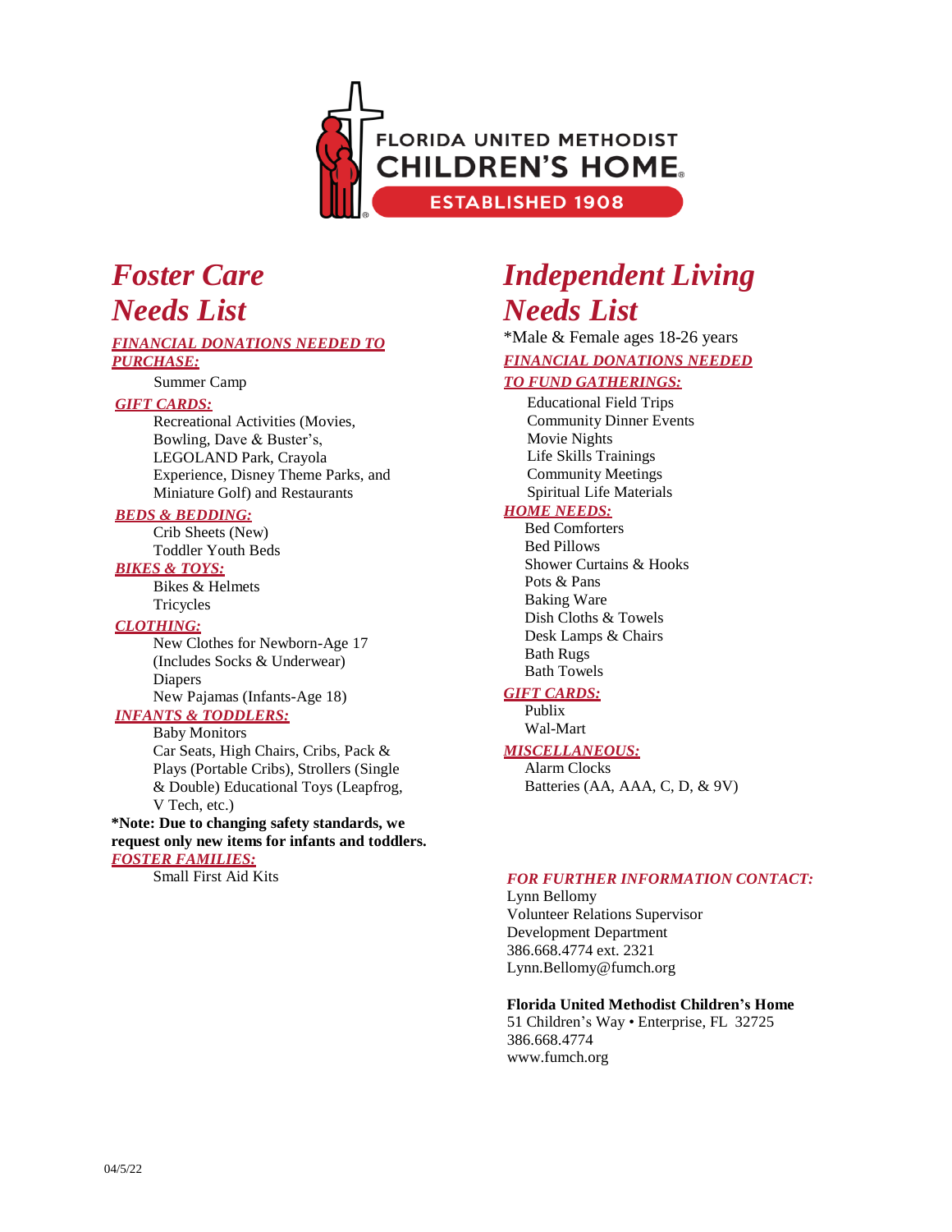FLORIDA UNITED METHODIST CHILDREN'S HOME

ESTABLISHED 1908

# *Foster Care Needs List*

***FINANCIAL DONATIONS NEEDED TO PURCHASE:***

- Summer Camp

***GIFT CARDS:***

- Recreational Activities (Movies, Bowling, Dave & Buster's, LEGOLAND Park, Crayola Experience, Disney Theme Parks, and Miniature Golf) and Restaurants

***BEDS & BEDDING:***

- Crib Sheets (New)
- Toddler Youth Beds

***BIKES & TOYS:***

- Bikes & Helmets
- Tricycles

***CLOTHING:***

- New Clothes for Newborn-Age 17 (Includes Socks & Underwear)
- Diapers
- New Pajamas (Infants-Age 18)

***INFANTS & TODDLERS:***

- Baby Monitors
- Car Seats, High Chairs, Cribs, Pack & Plays (Portable Cribs), Strollers (Single & Double) Educational Toys (Leapfrog, V Tech, etc.)

**\*Note: Due to changing safety standards, we request only new items for infants and toddlers.**

***FOSTER FAMILIES:***

- Small First Aid Kits

# *Independent Living Needs List*

*Male & Female ages 18-26 years

***FINANCIAL DONATIONS NEEDED TO FUND GATHERINGS:***

- Educational Field Trips
- Community Dinner Events
- Movie Nights
- Life Skills Trainings
- Community Meetings
- Spiritual Life Materials

***HOME NEEDS:***

- Bed Comforters
- Bed Pillows
- Shower Curtains & Hooks
- Pots & Pans
- Baking Ware
- Dish Cloths & Towels
- Desk Lamps & Chairs
- Bath Rugs
- Bath Towels

***GIFT CARDS:***

- Publix
- Wal-Mart

***MISCELLANEOUS:***

- Alarm Clocks
- Batteries (AA, AAA, C, D, & 9V)

***FOR FURTHER INFORMATION CONTACT:***

Lynn Bellomy
Volunteer Relations Supervisor
Development Department
386.668.4774 ext. 2321
Lynn.Bellomy@fumch.org

**Florida United Methodist Children's Home**
51 Children's Way • Enterprise, FL 32725
386.668.4774
www.fumch.org

04/5/22